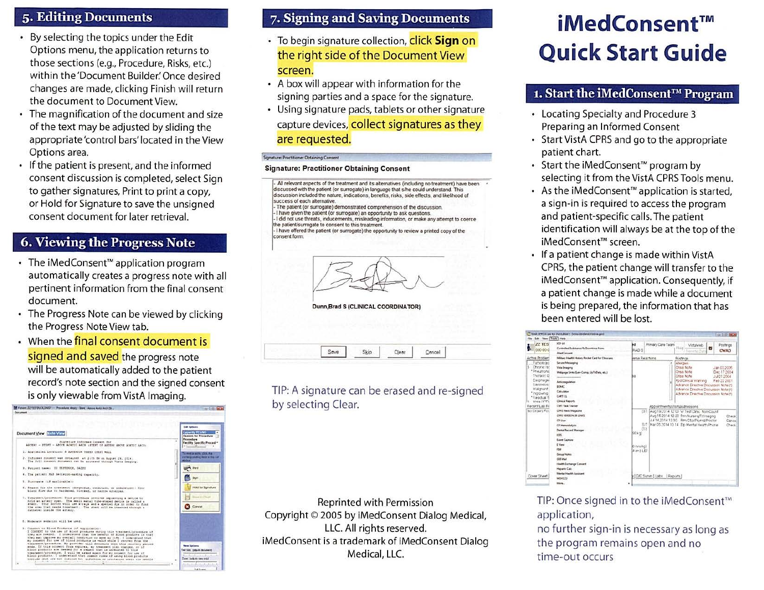# iMedConsent™ Quick Start Guide

## 1. Start the iMedConsent™ Program

- Locating Specialty and Procedure 3 Preparing an Informed Consent
- Start VistA CPRS and go to the appropriate patient chart.
- Start the iMedConsent™ program by selecting it from the VistA CPRS Tools menu.
- As the iMedConsent™ application is started, a sign-in is required to access the program and patient-specific calls. The patient identification will always be at the top of the iMedConsent™ screen.
- If a patient change is made within VistA CPRS, the patient change will transfer to the iMedConsent™ application. Consequently, if a patient change is made while a document is being prepared, the information that has been entered will be lost.

TIP: Once signed in to the iMedConsent™ application, no further sign-in is necessary as long as the program remains open and no time-out occurs

## 5. Editing Documents

- By selecting the topics under the Edit Options menu, the application returns to those sections (e.g., Procedure, Risks, etc.) within the 'Document Builder.' Once desired changes are made, clicking Finish will return the document to Document View.
- The magnification of the document and size of the text may be adjusted by sliding the appropriate 'control bars' located in the View Options area.
- If the patient is present, and the informed consent discussion is completed, select Sign to gather signatures, Print to print a copy, or Hold for Signature to save the unsigned consent document for later retrieval.

## 6. Viewing the Progress Note

- The iMedConsent™ application program automatically creates a progress note with all pertinent information from the final consent document.
- The Progress Note can be viewed by clicking the Progress Note View tab.
- When the final consent document is signed and saved the progress note will be automatically added to the patient record's note section and the signed consent is only viewable from VistA Imaging.

## 7. Signing and Saving Documents

- To begin signature collection, click **Sign** on the right side of the Document View screen.
- A box will appear with information for the signing parties and a space for the signature.
- Using signature pads, tablets or other signature capture devices, collect signatures as they are requested.

TIP: A signature can be erased and re-signed by selecting Clear.

Reprinted with Permission
Copyright © 2005 by iMedConsent Dialog Medical, LLC. All rights reserved.
iMedConsent is a trademark of iMedConsent Dialog Medical, LLC.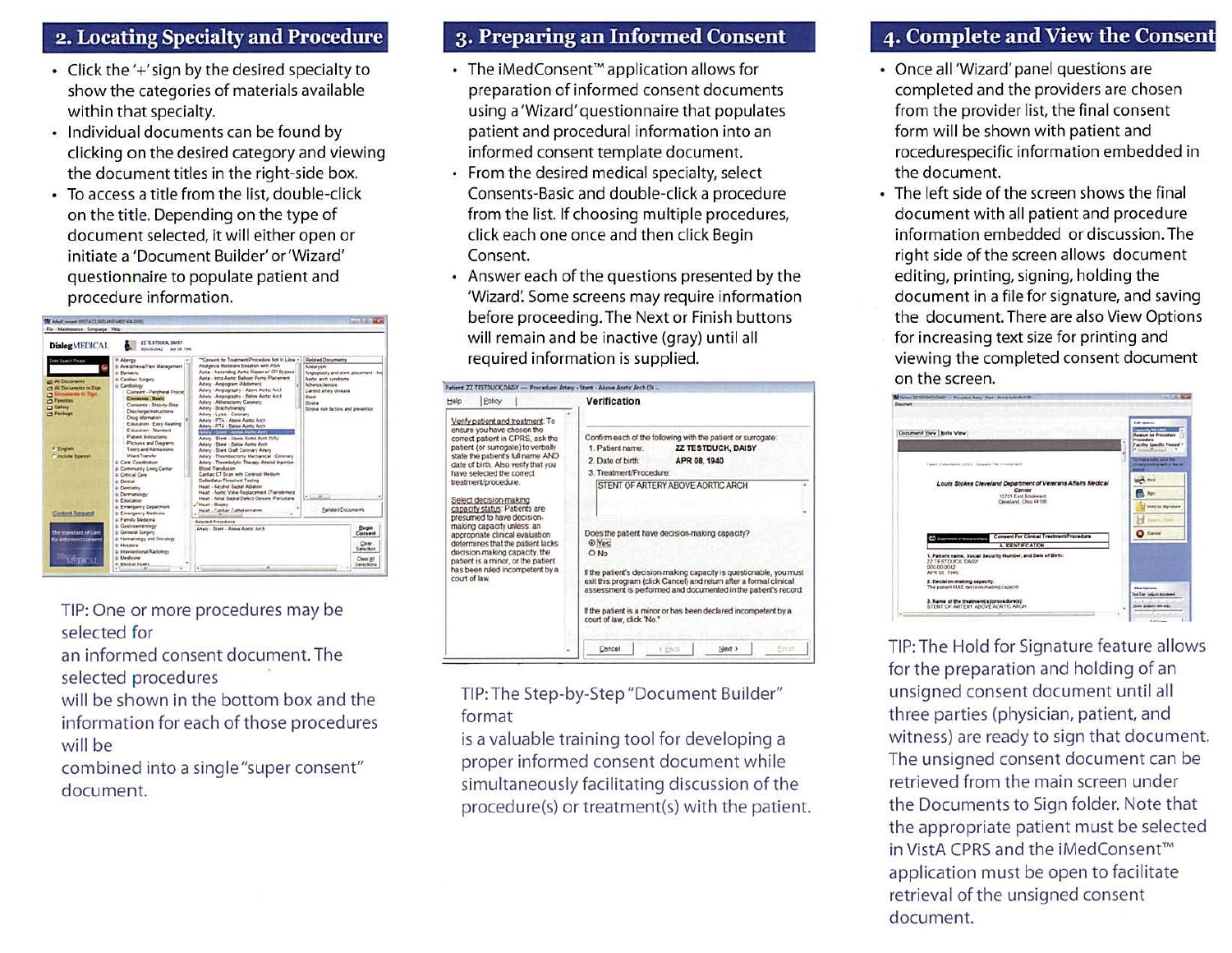## 2. Locating Specialty and Procedure

- Click the '+' sign by the desired specialty to show the categories of materials available within that specialty.
- Individual documents can be found by clicking on the desired category and viewing the document titles in the right-side box.
- To access a title from the list, double-click on the title. Depending on the type of document selected, it will either open or initiate a 'Document Builder' or 'Wizard' questionnaire to populate patient and procedure information.

TIP: One or more procedures may be selected for
an informed consent document. The selected procedures
will be shown in the bottom box and the information for each of those procedures will be
combined into a single "super consent" document.

## 3. Preparing an Informed Consent

- The iMedConsent™ application allows for preparation of informed consent documents using a 'Wizard' questionnaire that populates patient and procedural information into an informed consent template document.
- From the desired medical specialty, select Consents-Basic and double-click a procedure from the list. If choosing multiple procedures, click each one once and then click Begin Consent.
- Answer each of the questions presented by the 'Wizard'. Some screens may require information before proceeding. The Next or Finish buttons will remain and be inactive (gray) until all required information is supplied.

TIP: The Step-by-Step "Document Builder" format
is a valuable training tool for developing a proper informed consent document while simultaneously facilitating discussion of the procedure(s) or treatment(s) with the patient.

## 4. Complete and View the Consent

- Once all 'Wizard' panel questions are completed and the providers are chosen from the provider list, the final consent form will be shown with patient and rocedurespecific information embedded in the document.
- The left side of the screen shows the final document with all patient and procedure information embedded or discussion. The right side of the screen allows document editing, printing, signing, holding the document in a file for signature, and saving the document. There are also View Options for increasing text size for printing and viewing the completed consent document on the screen.

TIP: The Hold for Signature feature allows for the preparation and holding of an unsigned consent document until all three parties (physician, patient, and witness) are ready to sign that document. The unsigned consent document can be retrieved from the main screen under the Documents to Sign folder. Note that the appropriate patient must be selected in VistA CPRS and the iMedConsent™ application must be open to facilitate retrieval of the unsigned consent document.